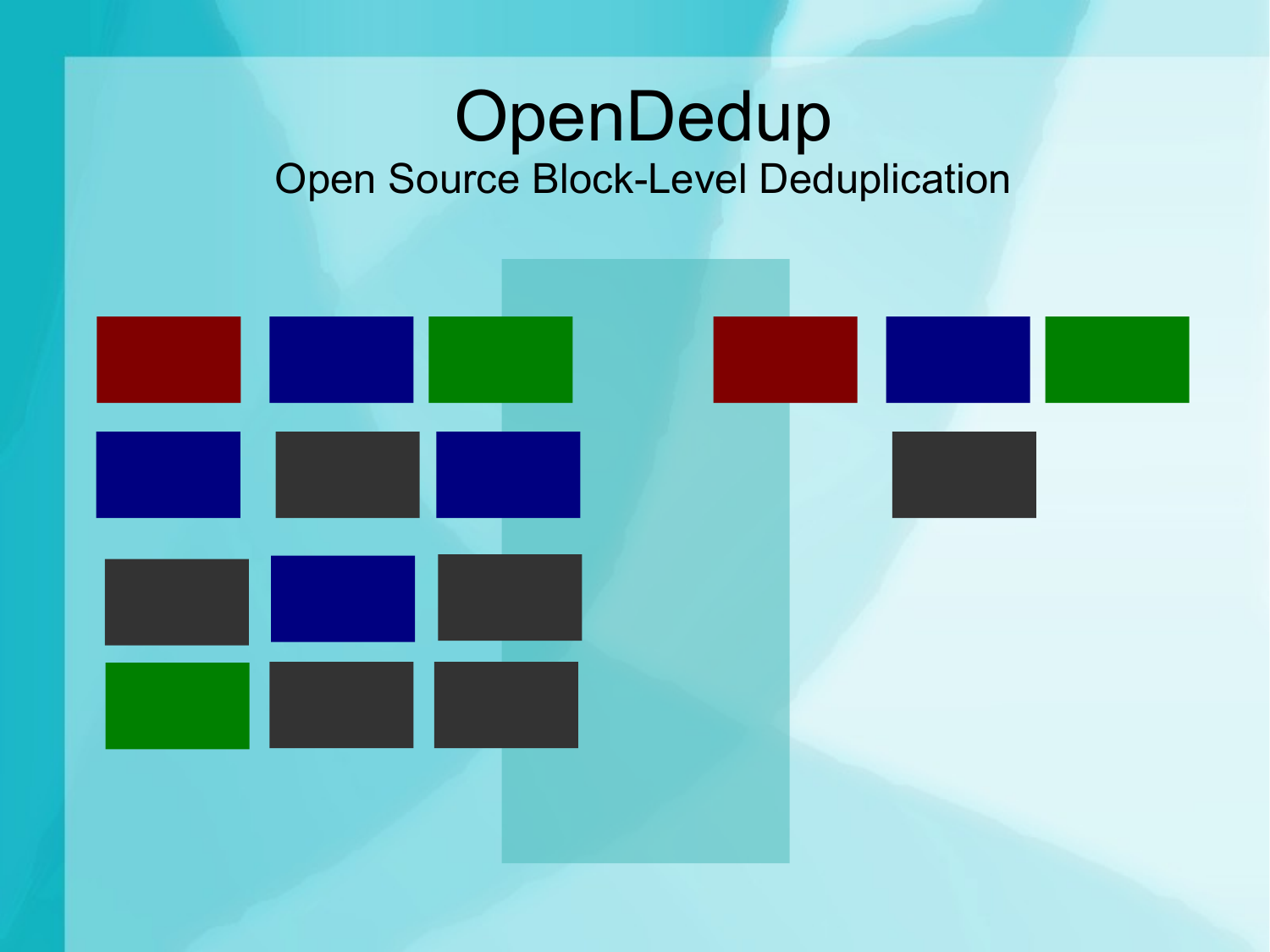# OpenDedup

## Open Source Block-Level Deduplication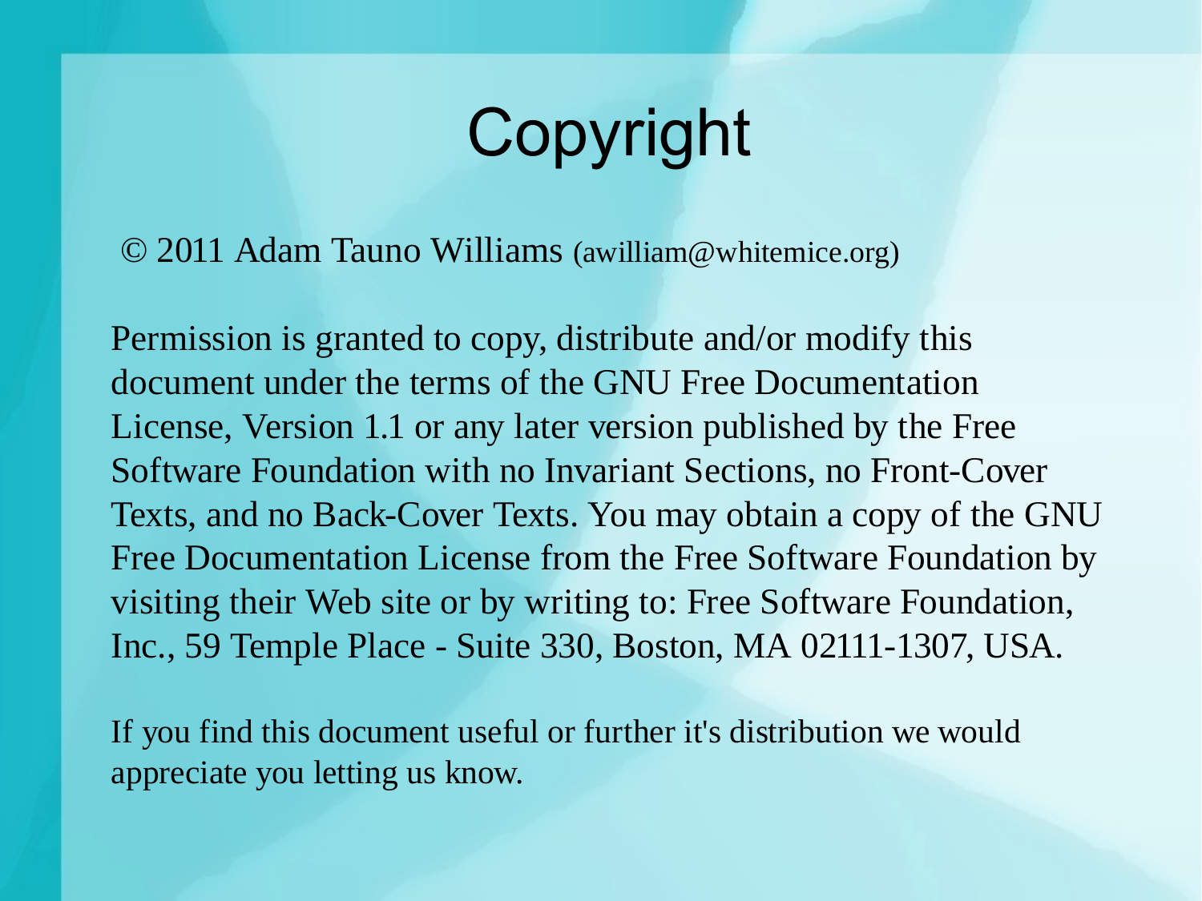# Copyright

© 2011 Adam Tauno Williams (awilliam@whitemice.org)

Permission is granted to copy, distribute and/or modify this document under the terms of the GNU Free Documentation License, Version 1.1 or any later version published by the Free Software Foundation with no Invariant Sections, no Front-Cover Texts, and no Back-Cover Texts. You may obtain a copy of the GNU Free Documentation License from the Free Software Foundation by visiting their Web site or by writing to: Free Software Foundation, Inc., 59 Temple Place - Suite 330, Boston, MA 02111-1307, USA.

If you find this document useful or further it's distribution we would appreciate you letting us know.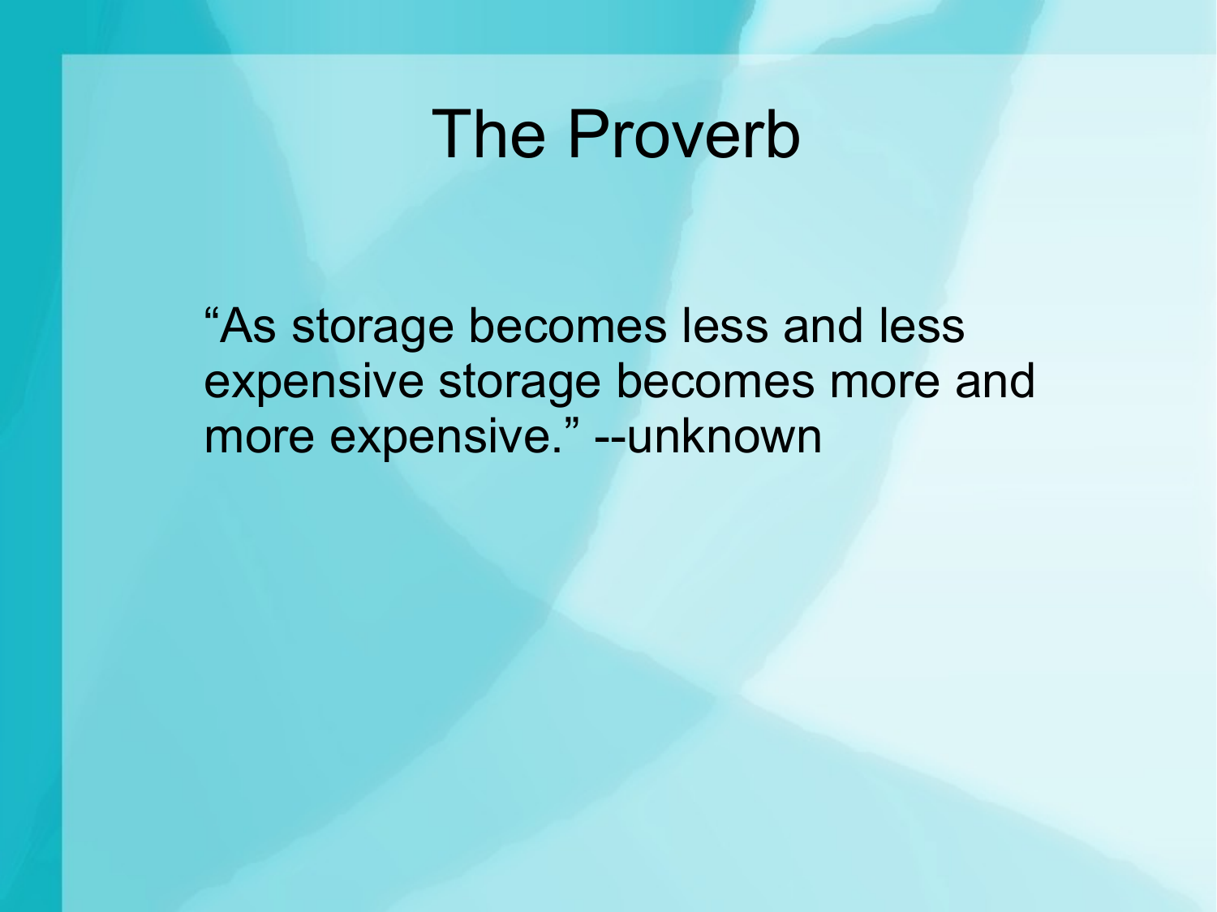# The Proverb

"As storage becomes less and less expensive storage becomes more and more expensive." --unknown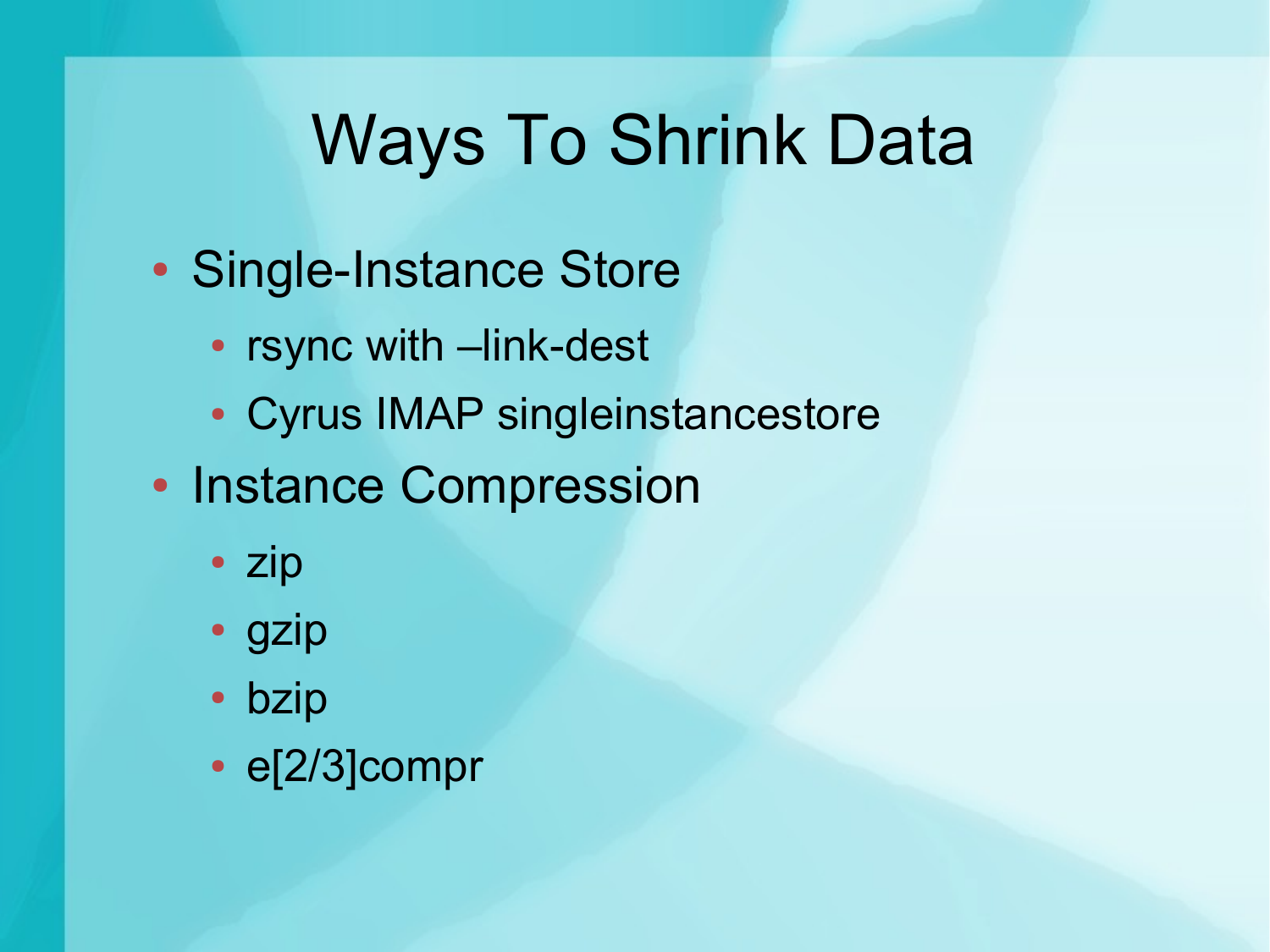# Ways To Shrink Data

- Single-Instance Store
  - rsync with –link-dest
  - Cyrus IMAP singleinstancestore
- Instance Compression
  - zip
  - gzip
  - bzip
  - e[2/3]compr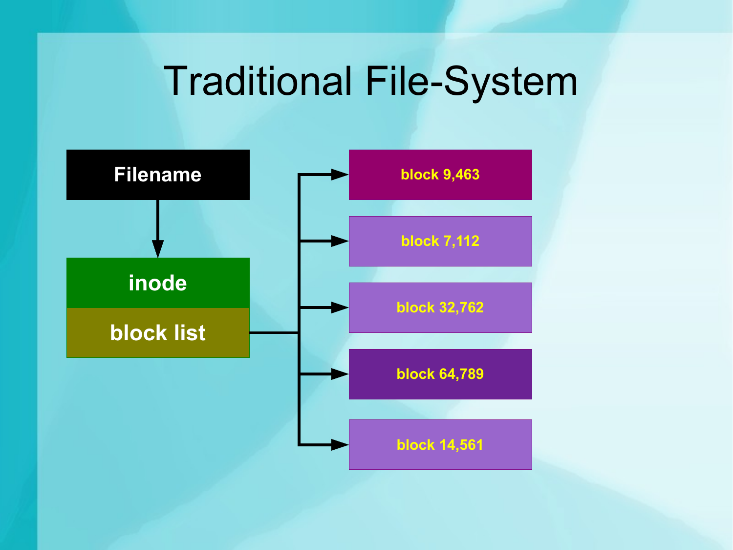# Traditional File-System

Filename

inode

block list

block 9,463

block 7,112

block 32,762

block 64,789

block 14,561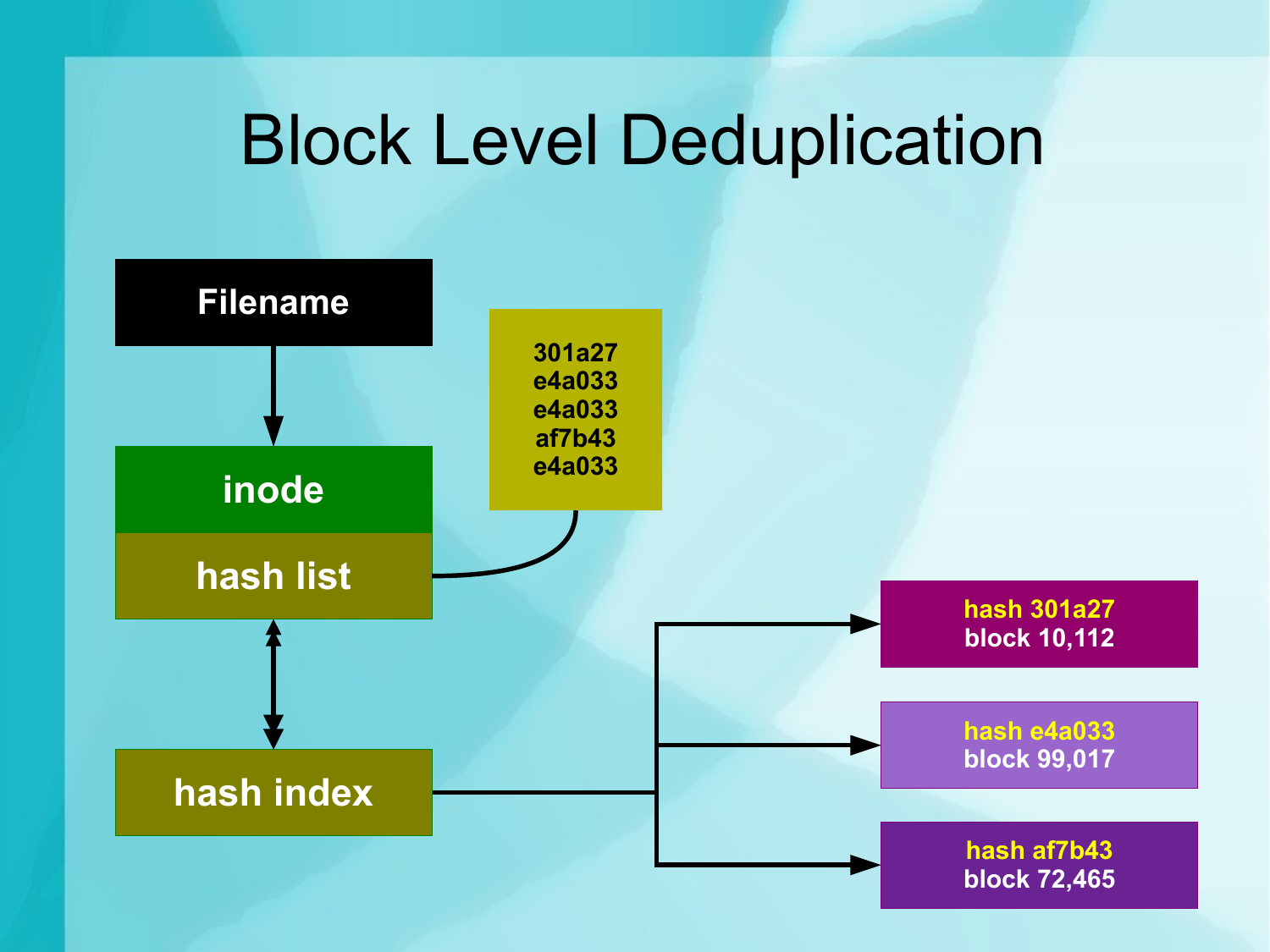# Block Level Deduplication

Filename

inode

hash list

301a27
e4a033
e4a033
af7b43
e4a033

hash index

hash 301a27
block 10,112

hash e4a033
block 99,017

hash af7b43
block 72,465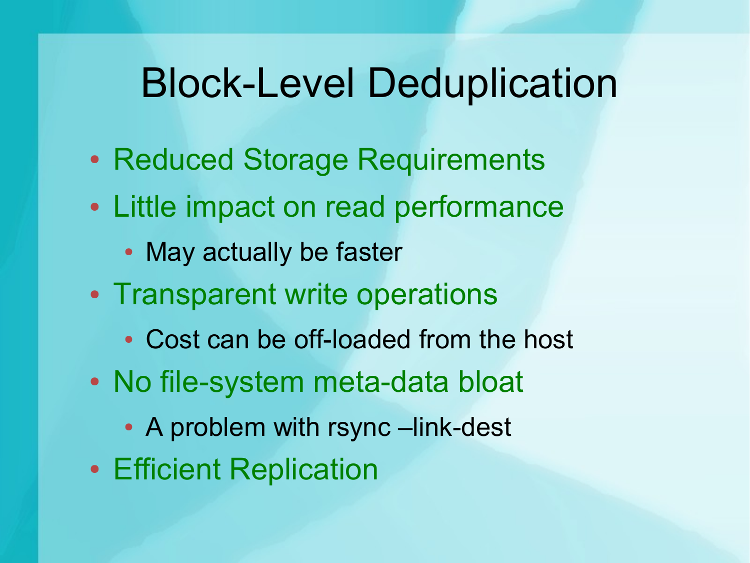# Block-Level Deduplication

- Reduced Storage Requirements
- Little impact on read performance
  - May actually be faster
- Transparent write operations
  - Cost can be off-loaded from the host
- No file-system meta-data bloat
  - A problem with rsync –link-dest
- Efficient Replication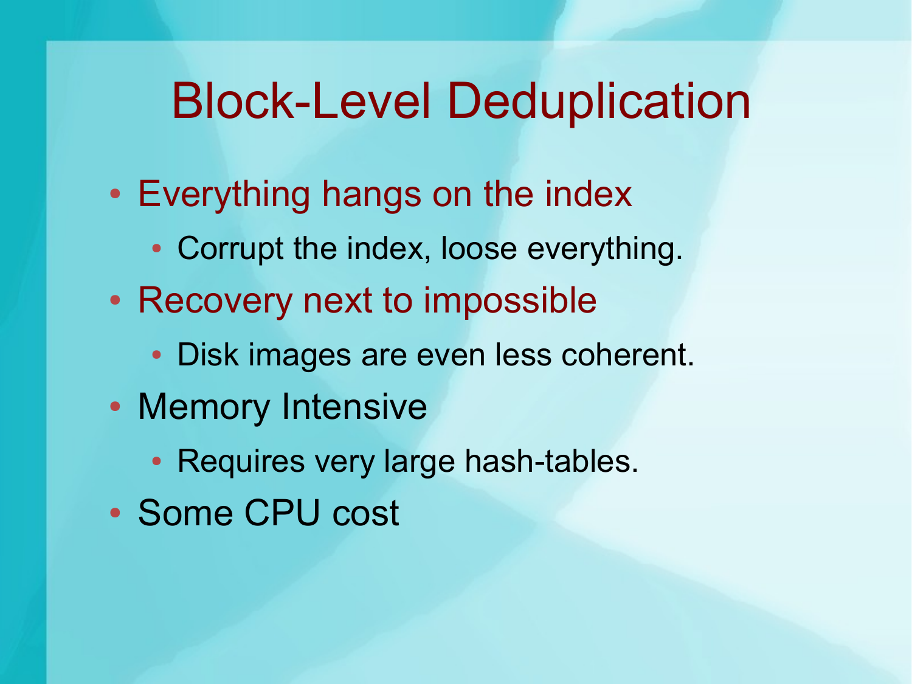# Block-Level Deduplication

- Everything hangs on the index
  - Corrupt the index, loose everything.
- Recovery next to impossible
  - Disk images are even less coherent.
- Memory Intensive
  - Requires very large hash-tables.
- Some CPU cost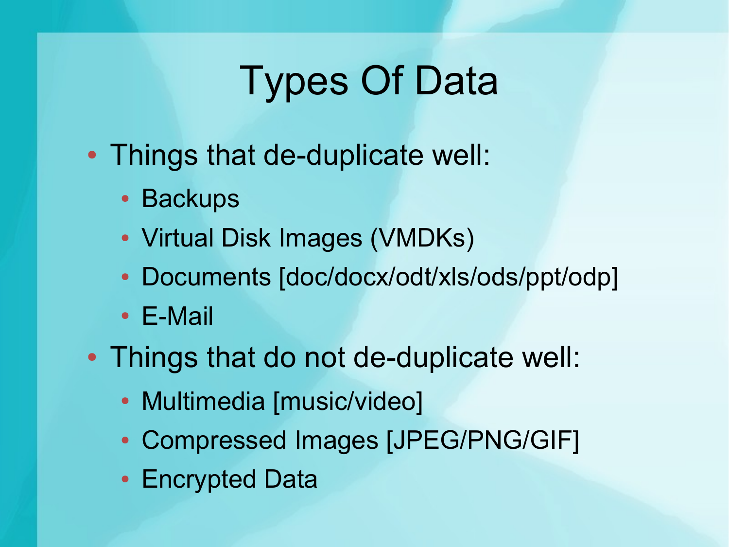# Types Of Data

- Things that de-duplicate well:
  - Backups
  - Virtual Disk Images (VMDKs)
  - Documents [doc/docx/odt/xls/ods/ppt/odp]
  - E-Mail
- Things that do not de-duplicate well:
  - Multimedia [music/video]
  - Compressed Images [JPEG/PNG/GIF]
  - Encrypted Data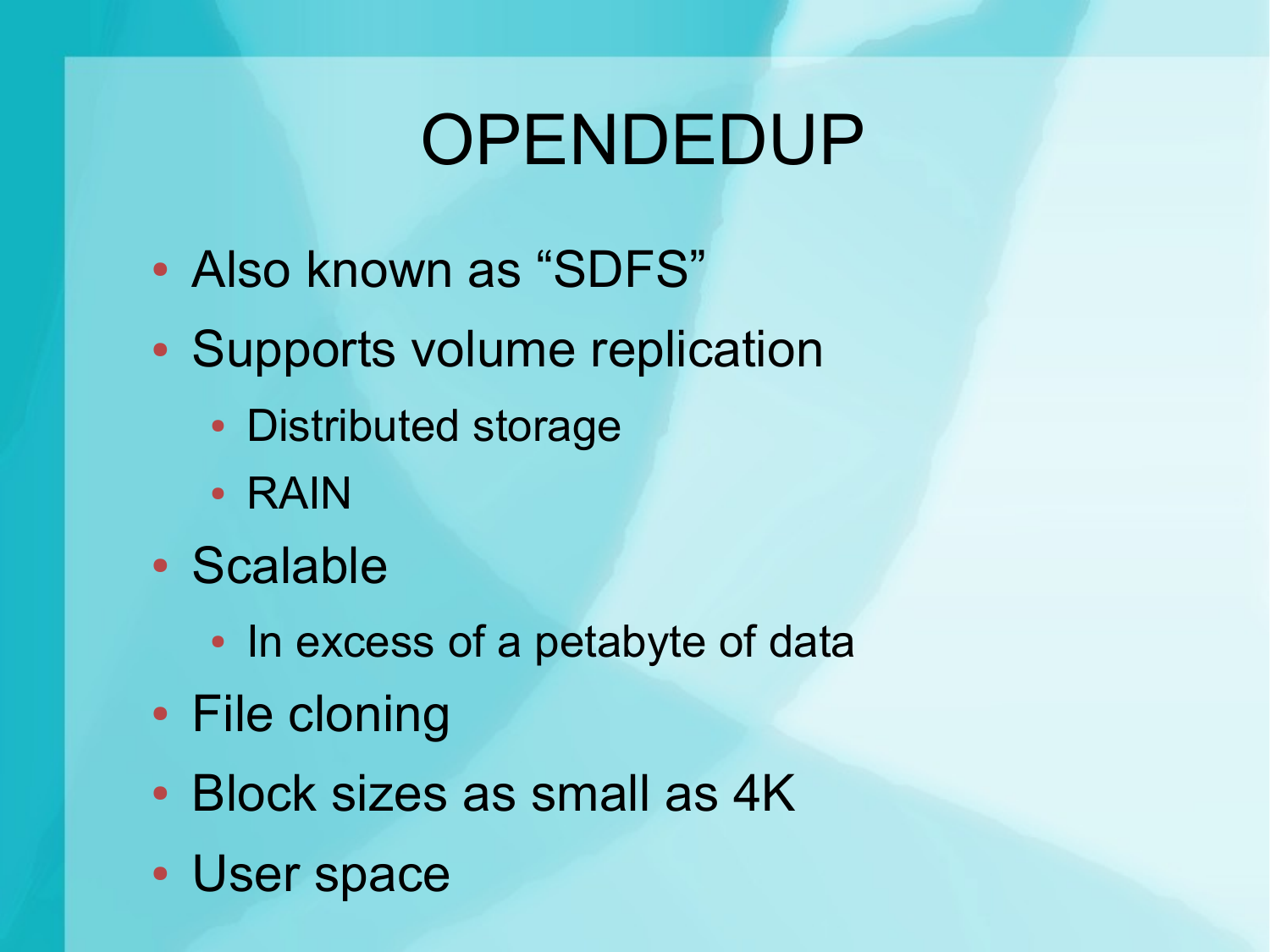# OPENDEDUP

- Also known as “SDFS”
- Supports volume replication
  - Distributed storage
  - RAIN
- Scalable
  - In excess of a petabyte of data
- File cloning
- Block sizes as small as 4K
- User space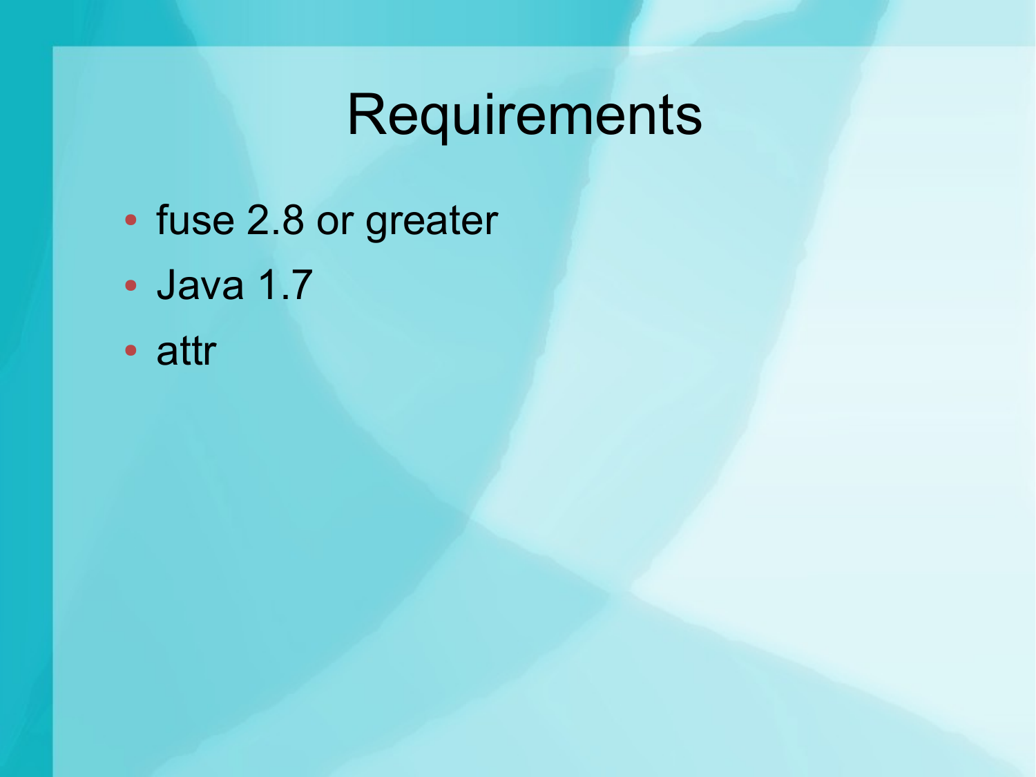# Requirements

- fuse 2.8 or greater
- Java 1.7
- attr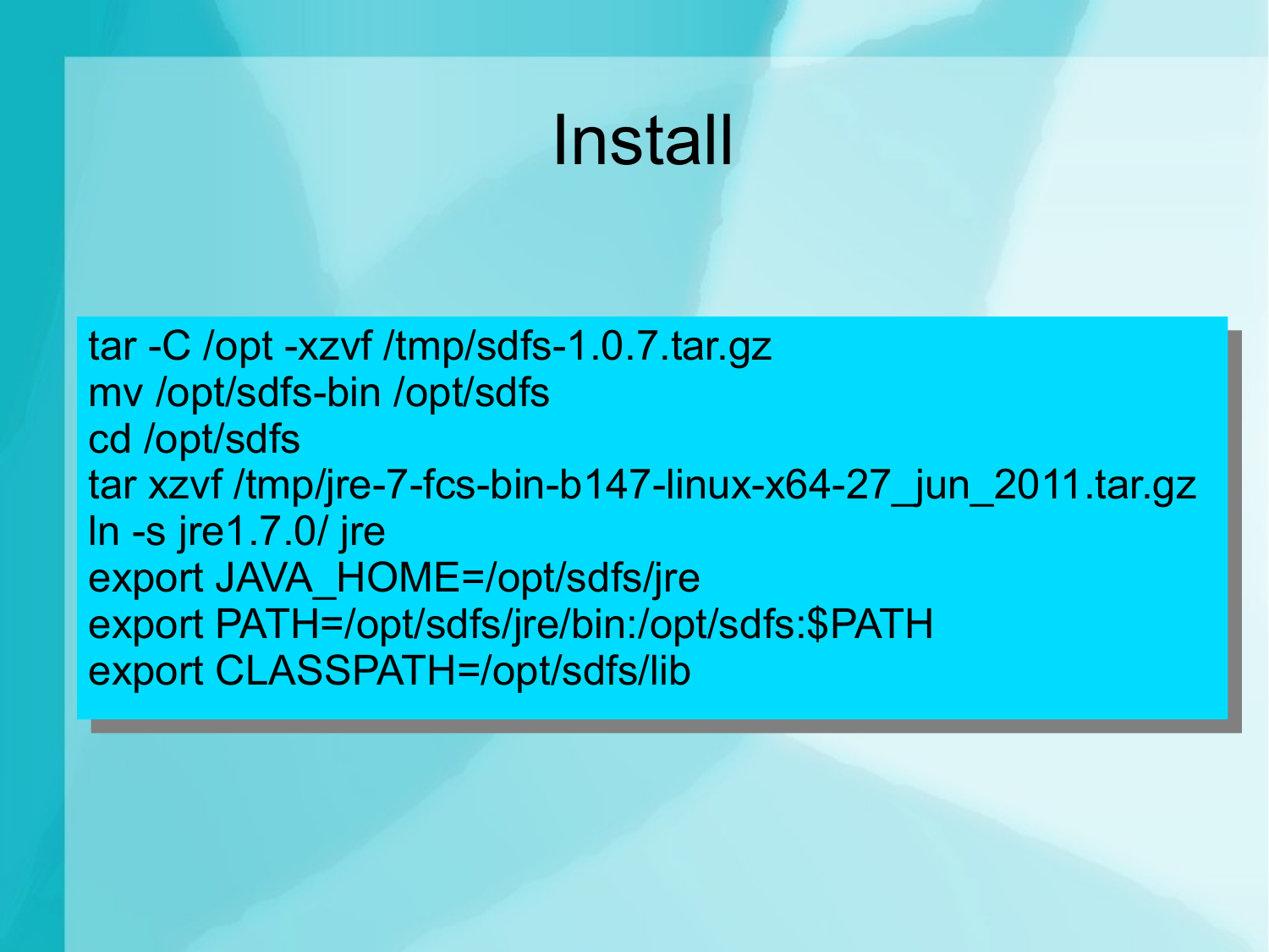# Install

```
tar -C /opt -xzvf /tmp/sdfs-1.0.7.tar.gz
mv /opt/sdfs-bin /opt/sdfs
cd /opt/sdfs
tar xzvf /tmp/jre-7-fcs-bin-b147-linux-x64-27_jun_2011.tar.gz
ln -s jre1.7.0/ jre
export JAVA_HOME=/opt/sdfs/jre
export PATH=/opt/sdfs/jre/bin:/opt/sdfs:$PATH
export CLASSPATH=/opt/sdfs/lib
```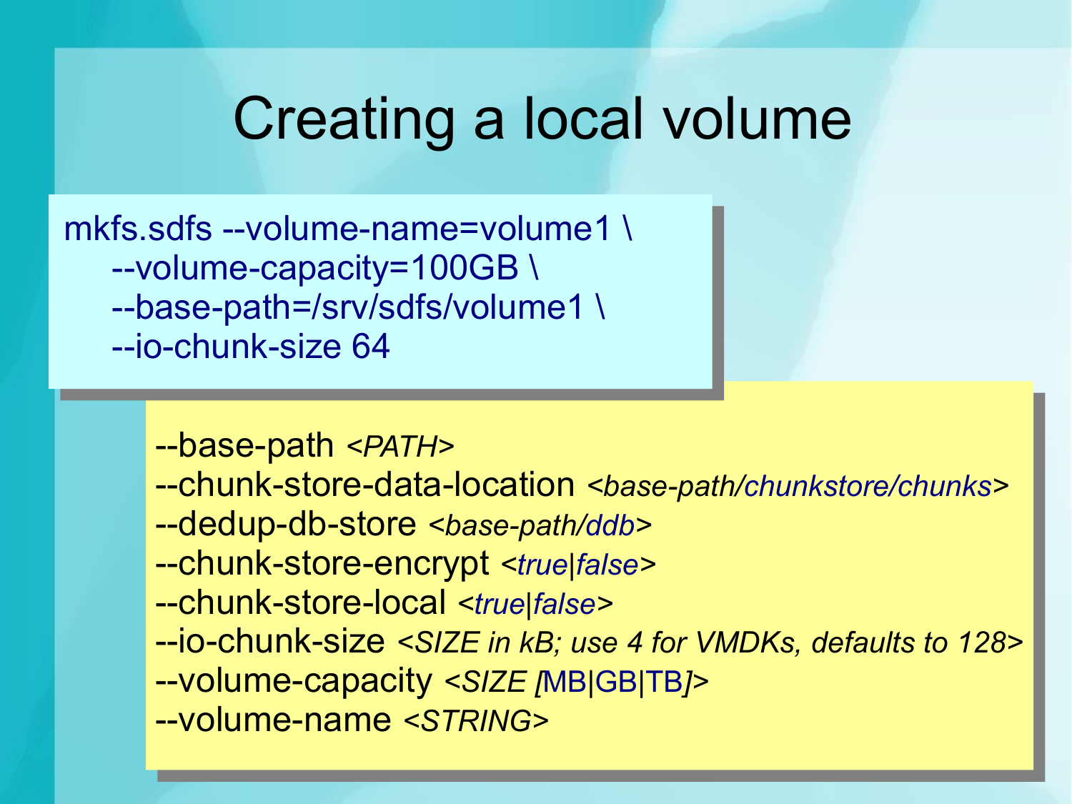# Creating a local volume

```
mkfs.sdfs --volume-name=volume1 \
    --volume-capacity=100GB \
    --base-path=/srv/sdfs/volume1 \
    --io-chunk-size 64
```

--base-path *<PATH>*
--chunk-store-data-location *<base-path/chunkstore/chunks>*
--dedup-db-store *<base-path/ddb>*
--chunk-store-encrypt *<true|false>*
--chunk-store-local *<true|false>*
--io-chunk-size *<SIZE in kB; use 4 for VMDKs, defaults to 128>*
--volume-capacity *<SIZE [MB|GB|TB]>*
--volume-name *<STRING>*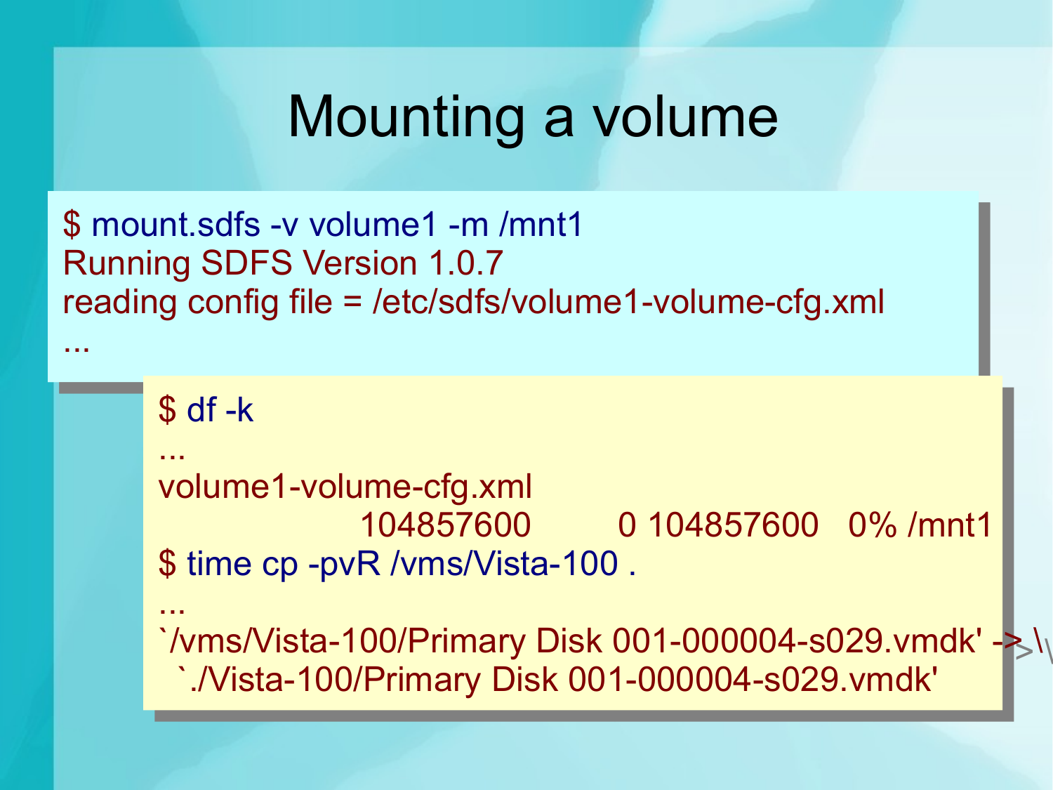# Mounting a volume

```
$ mount.sdfs -v volume1 -m /mnt1
Running SDFS Version 1.0.7
reading config file = /etc/sdfs/volume1-volume-cfg.xml
...
```

```
$ df -k
...
volume1-volume-cfg.xml
                104857600        0 104857600   0% /mnt1
$ time cp -pvR /vms/Vista-100 .
...
`/vms/Vista-100/Primary Disk 001-000004-s029.vmdk' -> \
  `./Vista-100/Primary Disk 001-000004-s029.vmdk'
```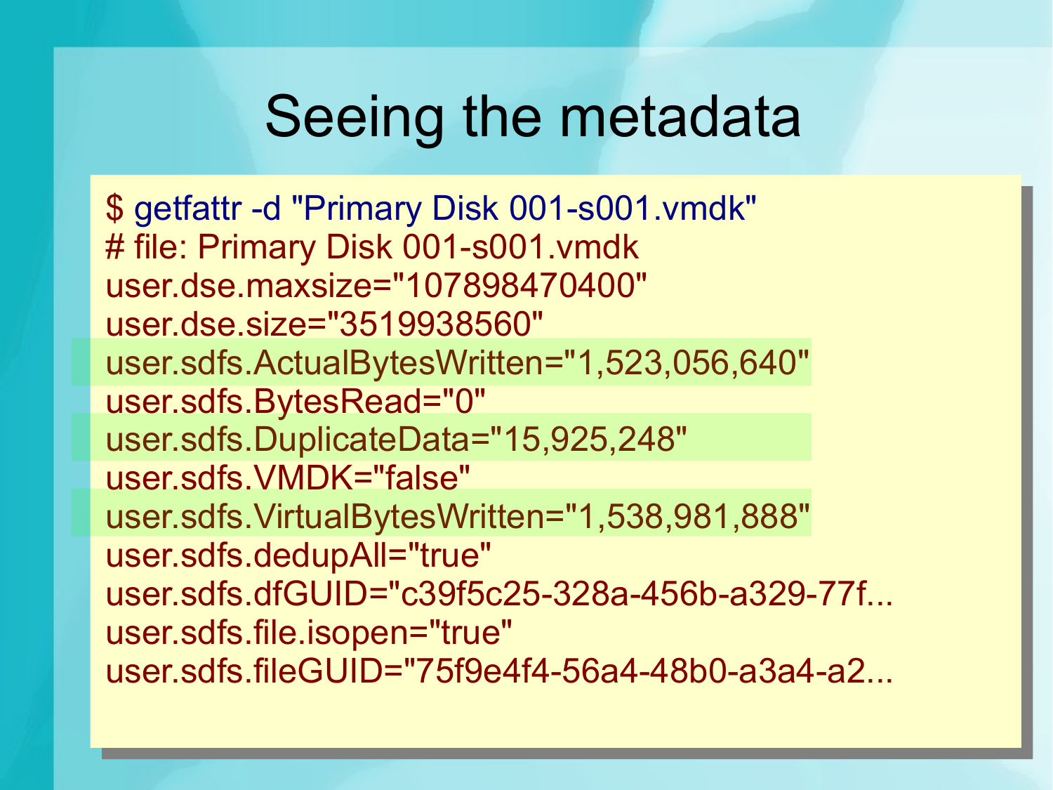# Seeing the metadata

```
$ getfattr -d "Primary Disk 001-s001.vmdk"
# file: Primary Disk 001-s001.vmdk
user.dse.maxsize="107898470400"
user.dse.size="3519938560"
user.sdfs.ActualBytesWritten="1,523,056,640"
user.sdfs.BytesRead="0"
user.sdfs.DuplicateData="15,925,248"
user.sdfs.VMDK="false"
user.sdfs.VirtualBytesWritten="1,538,981,888"
user.sdfs.dedupAll="true"
user.sdfs.dfGUID="c39f5c25-328a-456b-a329-77f...
user.sdfs.file.isopen="true"
user.sdfs.fileGUID="75f9e4f4-56a4-48b0-a3a4-a2...
```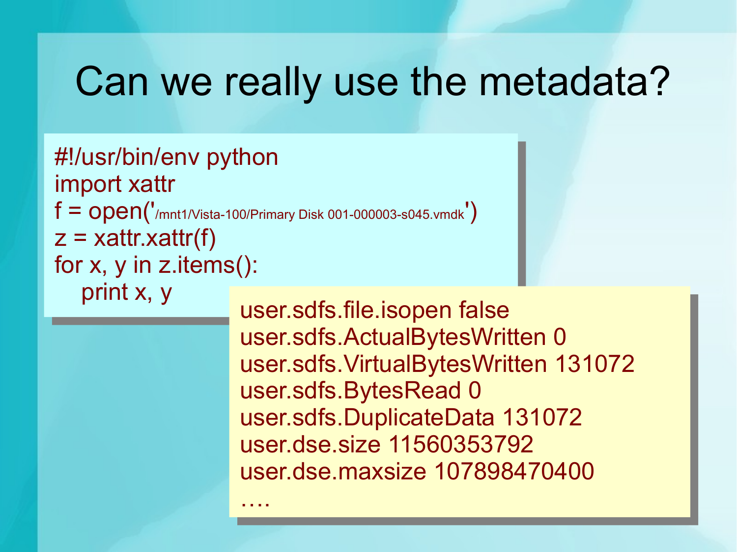# Can we really use the metadata?

```
#!/usr/bin/env python
import xattr
f = open('/mnt1/Vista-100/Primary Disk 001-000003-s045.vmdk')
z = xattr.xattr(f)
for x, y in z.items():
    print x, y
```

```
user.sdfs.file.isopen false
user.sdfs.ActualBytesWritten 0
user.sdfs.VirtualBytesWritten 131072
user.sdfs.BytesRead 0
user.sdfs.DuplicateData 131072
user.dse.size 11560353792
user.dse.maxsize 107898470400
….
```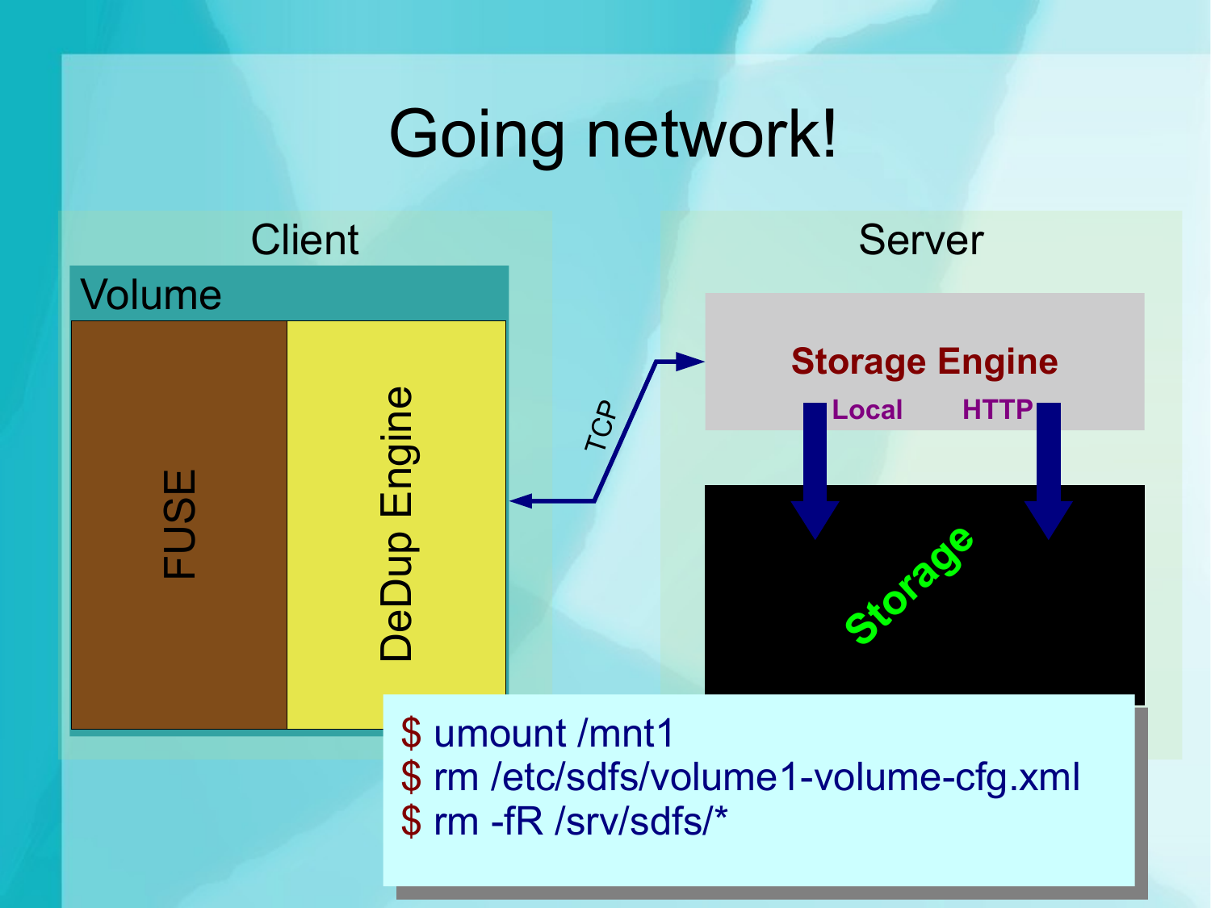# Going network!

Client

Volume

FUSE

DeDup Engine

TCP

Server

Storage Engine

Local HTTP

Storage

```
$ umount /mnt1
$ rm /etc/sdfs/volume1-volume-cfg.xml
$ rm -fR /srv/sdfs/*
```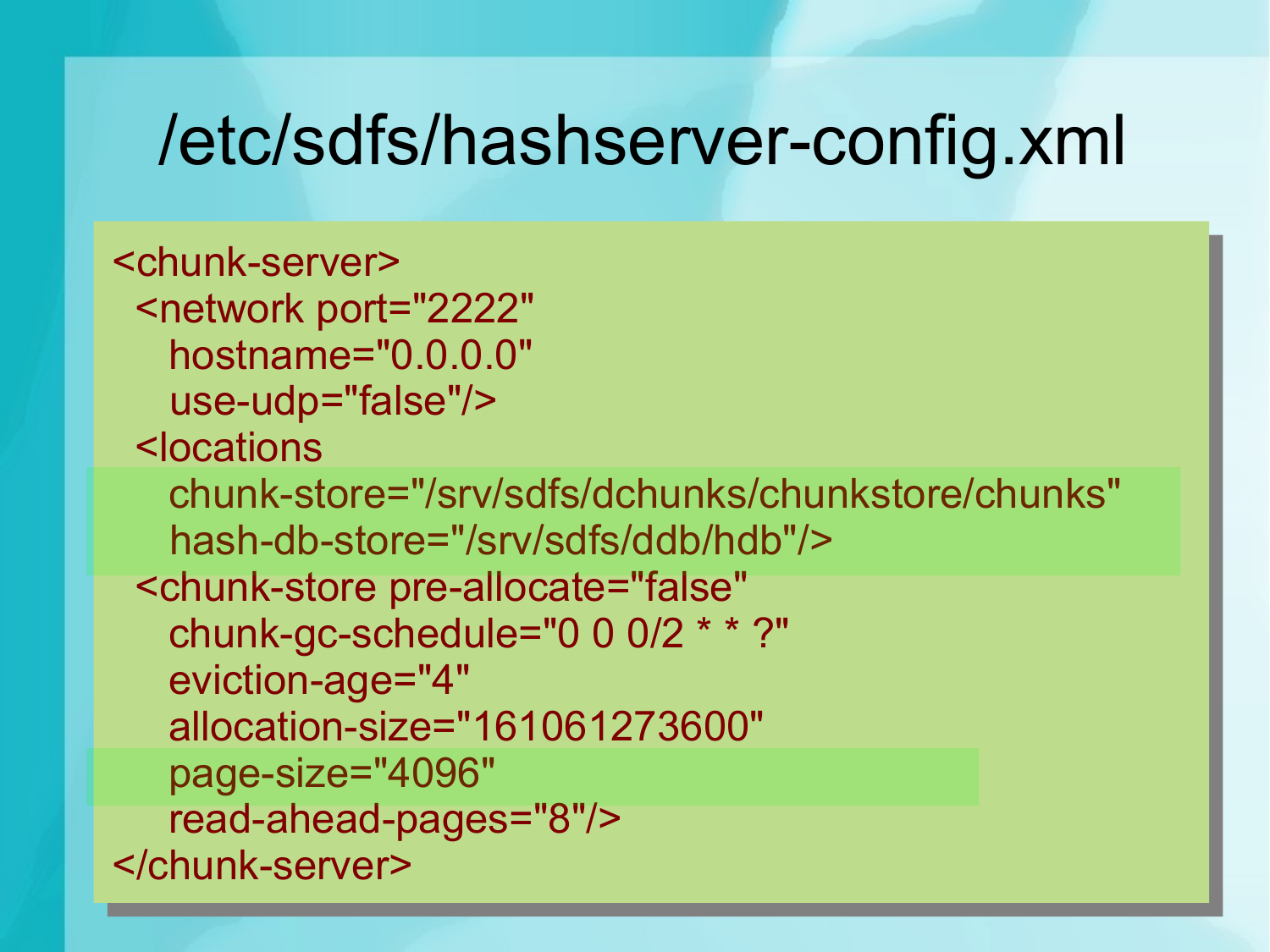# /etc/sdfs/hashserver-config.xml

```
<chunk-server>
  <network port="2222"
    hostname="0.0.0.0"
    use-udp="false"/>
  <locations
    chunk-store="/srv/sdfs/dchunks/chunkstore/chunks"
    hash-db-store="/srv/sdfs/ddb/hdb"/>
  <chunk-store pre-allocate="false"
    chunk-gc-schedule="0 0 0/2 * * ?"
    eviction-age="4"
    allocation-size="161061273600"
    page-size="4096"
    read-ahead-pages="8"/>
</chunk-server>
```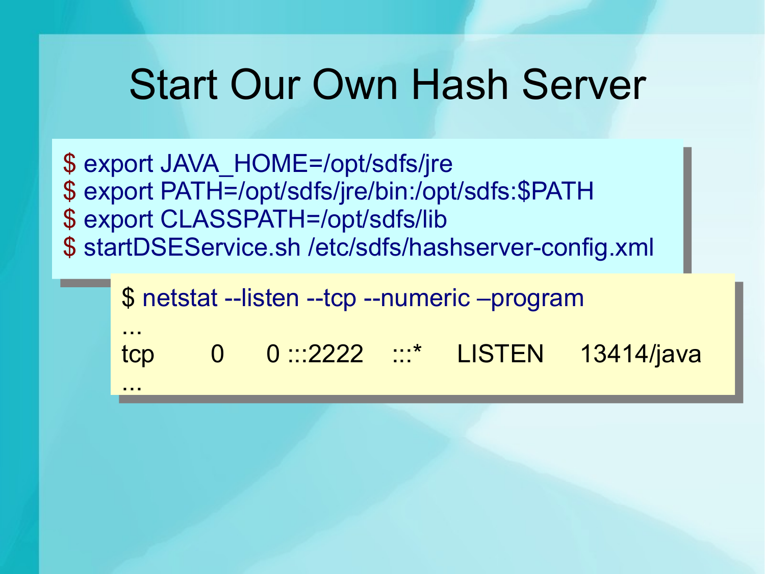# Start Our Own Hash Server

```
$ export JAVA_HOME=/opt/sdfs/jre
$ export PATH=/opt/sdfs/jre/bin:/opt/sdfs:$PATH
$ export CLASSPATH=/opt/sdfs/lib
$ startDSEService.sh /etc/sdfs/hashserver-config.xml
```

```
$ netstat --listen --tcp --numeric –program
...
tcp        0      0 :::2222     :::*      LISTEN      13414/java
...
```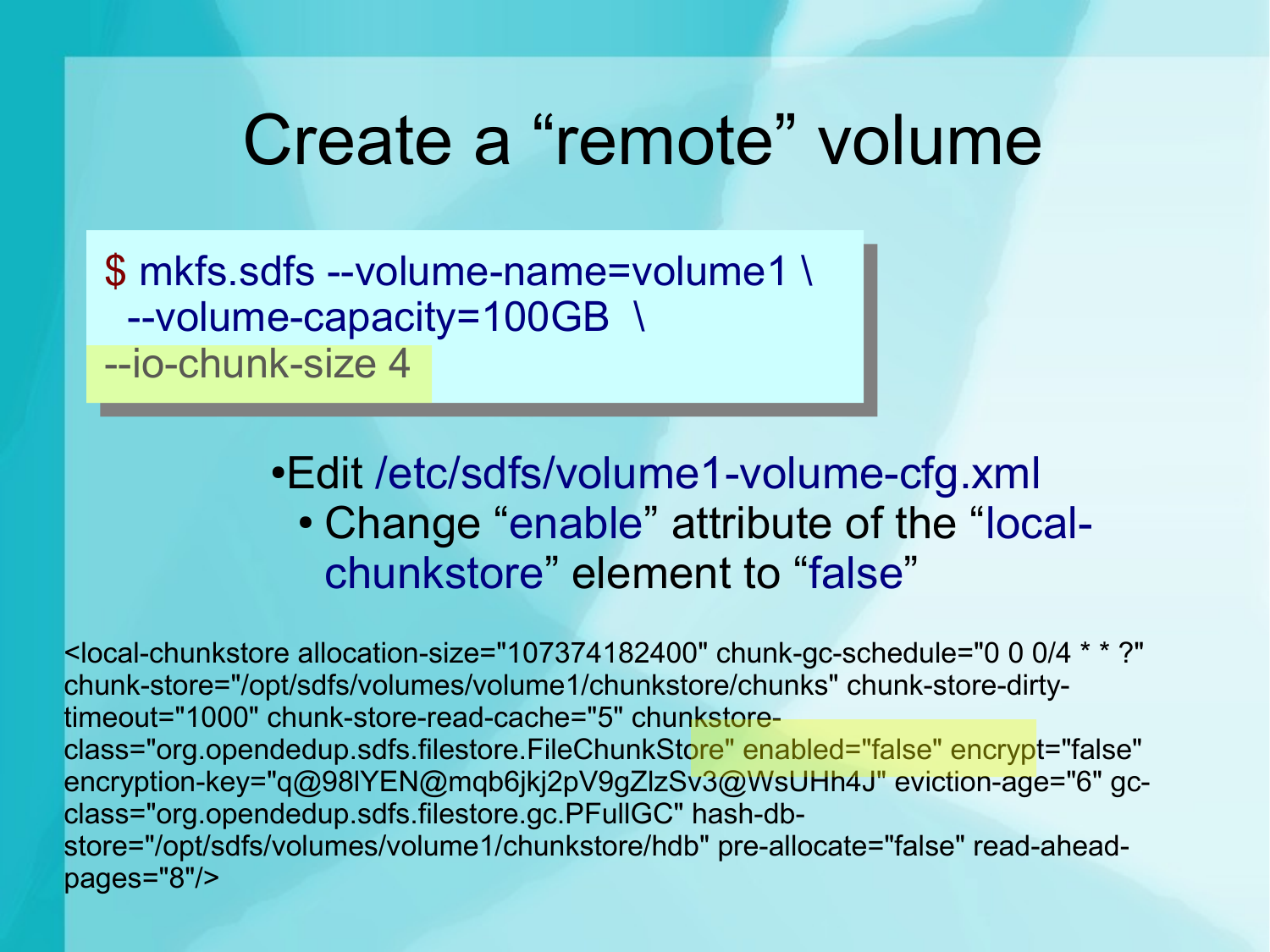# Create a “remote” volume

```
$ mkfs.sdfs --volume-name=volume1 \
  --volume-capacity=100GB  \
--io-chunk-size 4
```

- Edit /etc/sdfs/volume1-volume-cfg.xml
  - Change “enable” attribute of the “local-chunkstore” element to “false”

```
<local-chunkstore allocation-size="107374182400" chunk-gc-schedule="0 0 0/4 * * ?" chunk-store="/opt/sdfs/volumes/volume1/chunkstore/chunks" chunk-store-dirty-timeout="1000" chunk-store-read-cache="5" chunkstore-class="org.opendedup.sdfs.filestore.FileChunkStore" enabled="false" encrypt="false" encryption-key="q@98lYEN@mqb6jkj2pV9gZlzSv3@WsUHh4J" eviction-age="6" gc-class="org.opendedup.sdfs.filestore.gc.PFullGC" hash-db-store="/opt/sdfs/volumes/volume1/chunkstore/hdb" pre-allocate="false" read-ahead-pages="8"/>
```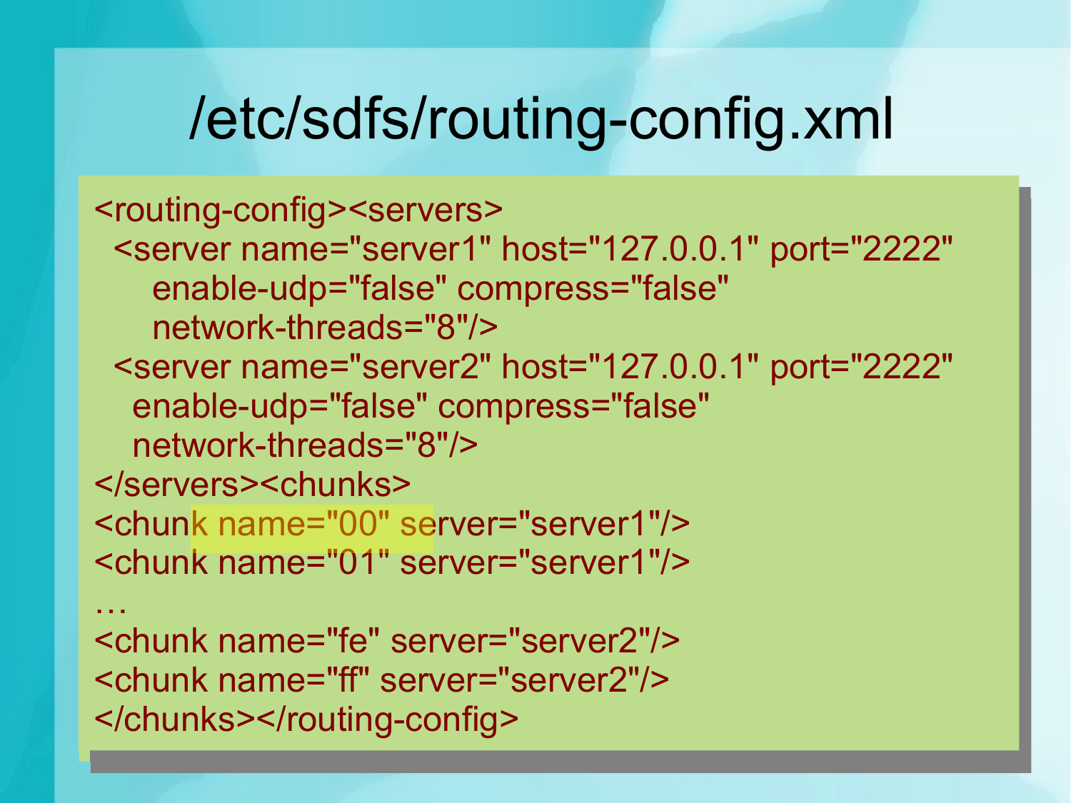# /etc/sdfs/routing-config.xml

```
<routing-config><servers>
  <server name="server1" host="127.0.0.1" port="2222"
      enable-udp="false" compress="false"
      network-threads="8"/>
  <server name="server2" host="127.0.0.1" port="2222"
    enable-udp="false" compress="false"
    network-threads="8"/>
</servers><chunks>
<chunk name="00" server="server1"/>
<chunk name="01" server="server1"/>
…
<chunk name="fe" server="server2"/>
<chunk name="ff" server="server2"/>
</chunks></routing-config>
```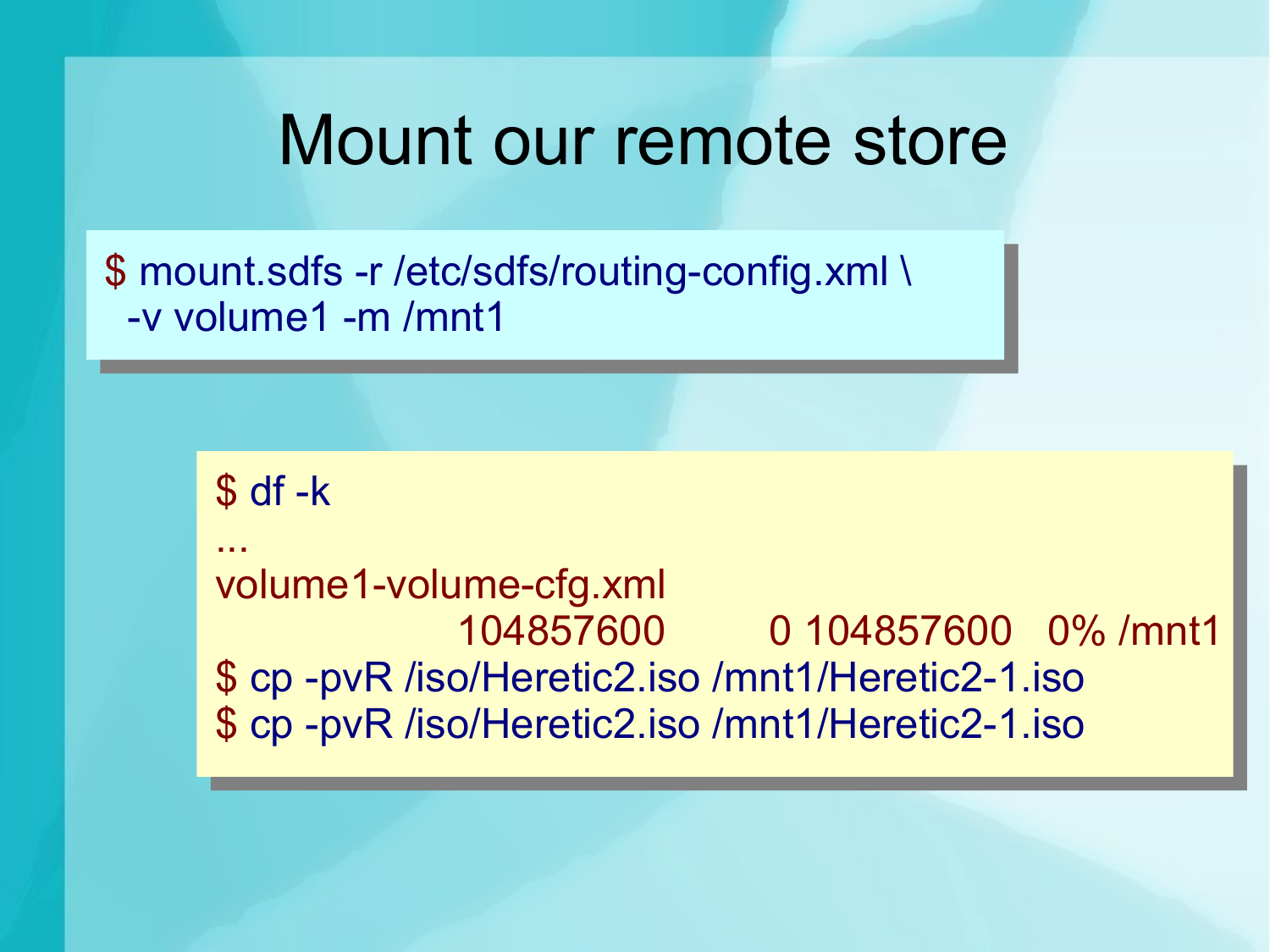# Mount our remote store

```
$ mount.sdfs -r /etc/sdfs/routing-config.xml \
  -v volume1 -m /mnt1
```

```
$ df -k
...
volume1-volume-cfg.xml
                  104857600         0 104857600   0% /mnt1
$ cp -pvR /iso/Heretic2.iso /mnt1/Heretic2-1.iso
$ cp -pvR /iso/Heretic2.iso /mnt1/Heretic2-1.iso
```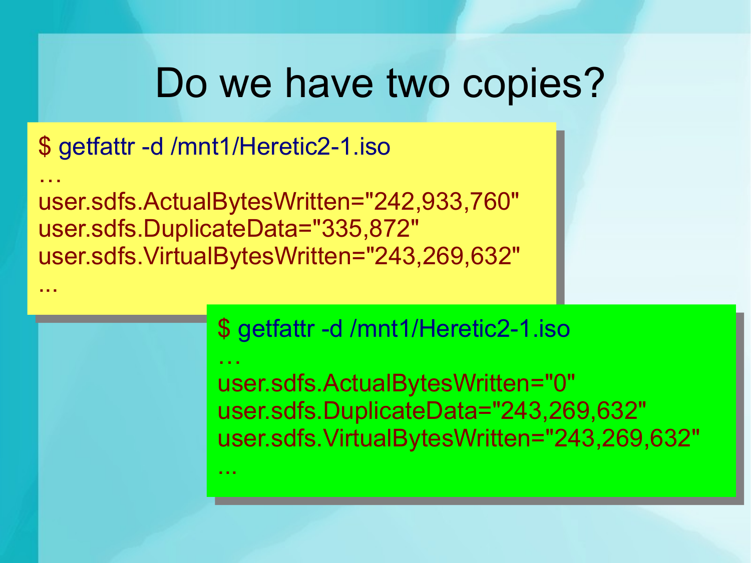# Do we have two copies?

```
$ getfattr -d /mnt1/Heretic2-1.iso
…
user.sdfs.ActualBytesWritten="242,933,760"
user.sdfs.DuplicateData="335,872"
user.sdfs.VirtualBytesWritten="243,269,632"
...
```

```
$ getfattr -d /mnt1/Heretic2-1.iso
…
user.sdfs.ActualBytesWritten="0"
user.sdfs.DuplicateData="243,269,632"
user.sdfs.VirtualBytesWritten="243,269,632"
...
```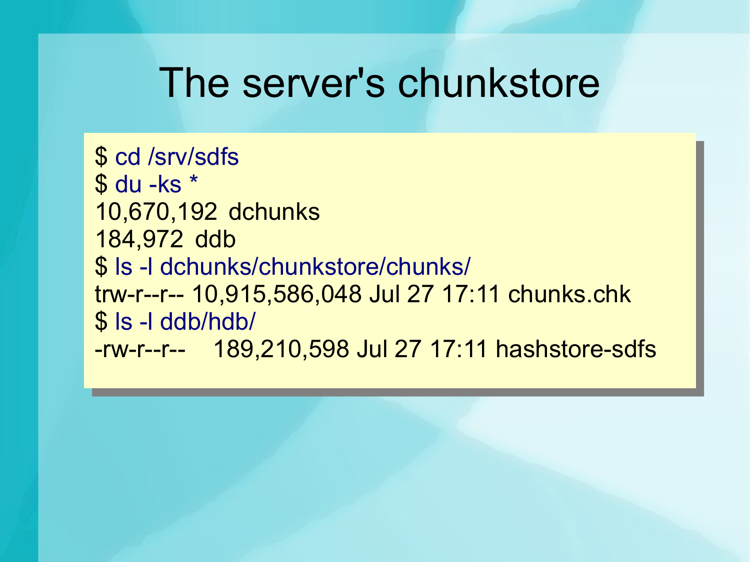# The server's chunkstore

```
$ cd /srv/sdfs
$ du -ks *
10,670,192  dchunks
184,972  ddb
$ ls -l dchunks/chunkstore/chunks/
trw-r--r-- 10,915,586,048 Jul 27 17:11 chunks.chk
$ ls -l ddb/hdb/
-rw-r--r--    189,210,598 Jul 27 17:11 hashstore-sdfs
```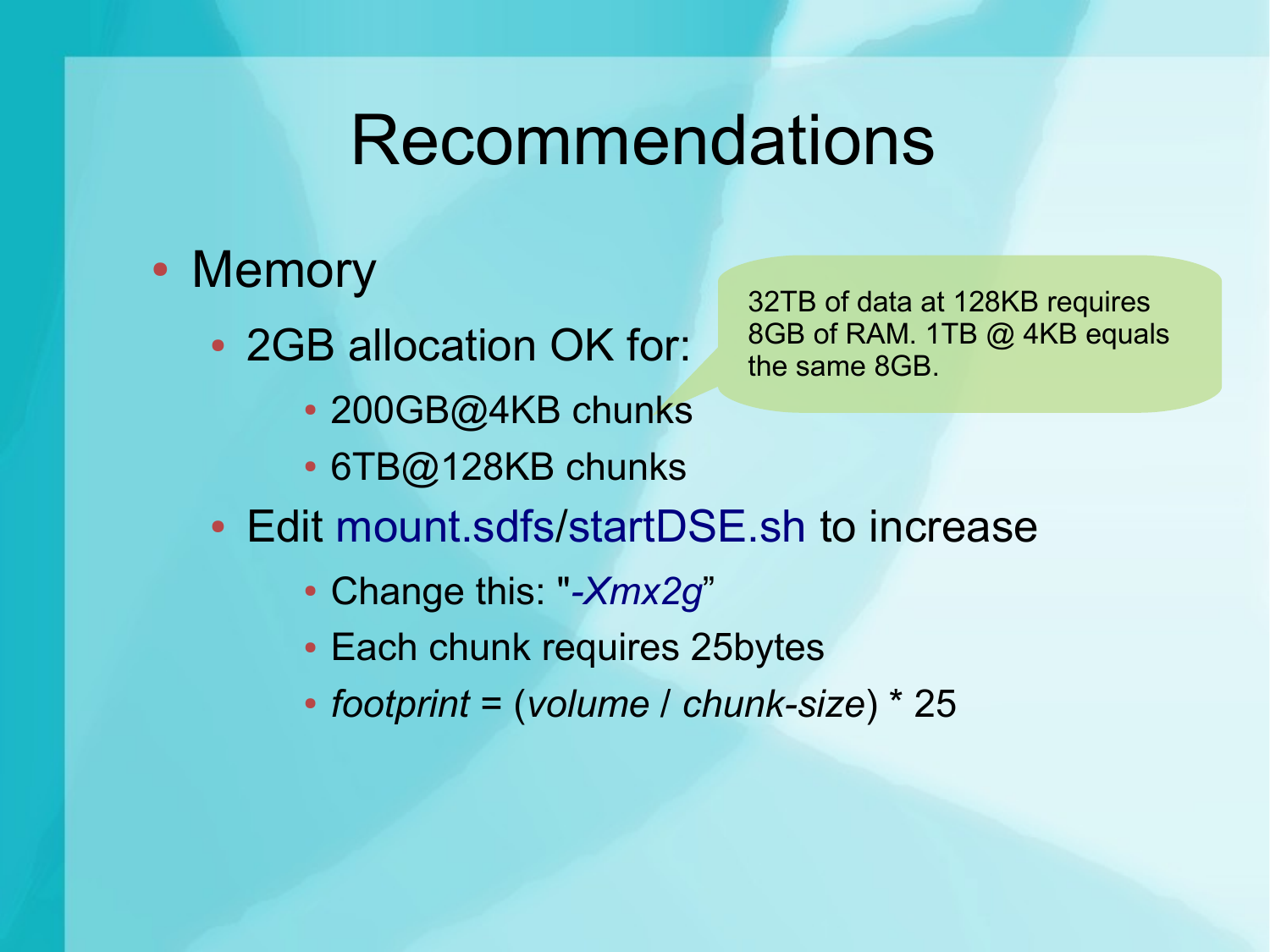# Recommendations

- Memory
  - 2GB allocation OK for:
    - 200GB@4KB chunks
    - 6TB@128KB chunks
  - Edit mount.sdfs/startDSE.sh to increase
    - Change this: "*-Xmx2g*"
    - Each chunk requires 25bytes
    - *footprint* = (*volume* / *chunk-size*) * 25

32TB of data at 128KB requires 8GB of RAM. 1TB @ 4KB equals the same 8GB.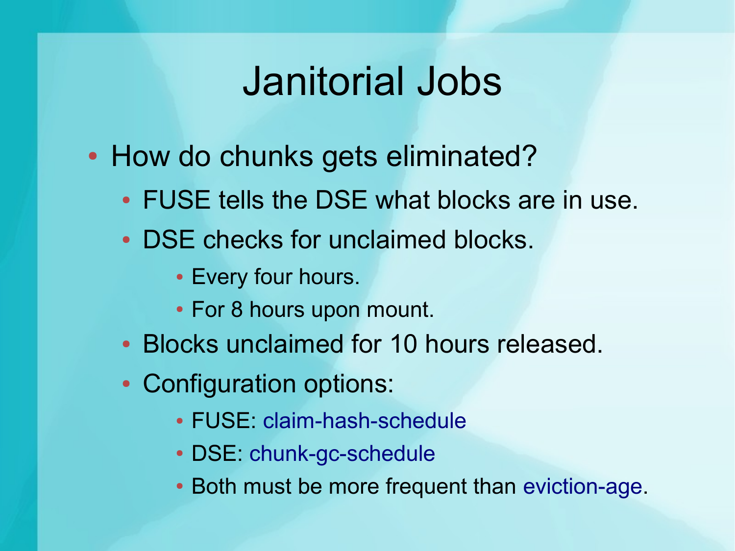# Janitorial Jobs

- How do chunks gets eliminated?
  - FUSE tells the DSE what blocks are in use.
  - DSE checks for unclaimed blocks.
    - Every four hours.
    - For 8 hours upon mount.
  - Blocks unclaimed for 10 hours released.
  - Configuration options:
    - FUSE: claim-hash-schedule
    - DSE: chunk-gc-schedule
    - Both must be more frequent than eviction-age.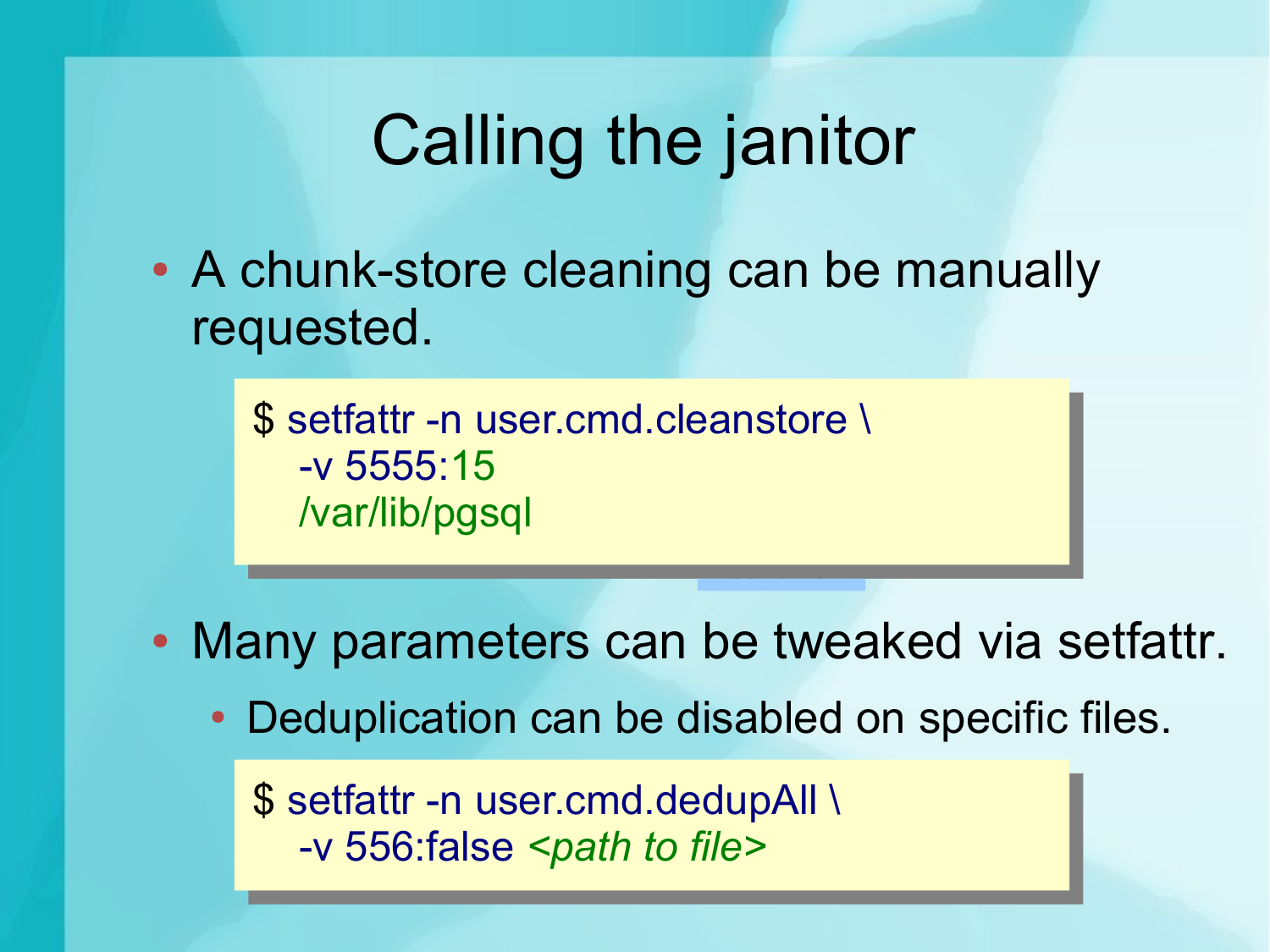# Calling the janitor

- A chunk-store cleaning can be manually requested.

```
$ setfattr -n user.cmd.cleanstore \
   -v 5555:15
   /var/lib/pgsql
```

- Many parameters can be tweaked via setfattr.
  - Deduplication can be disabled on specific files.

```
$ setfattr -n user.cmd.dedupAll \
   -v 556:false <path to file>
```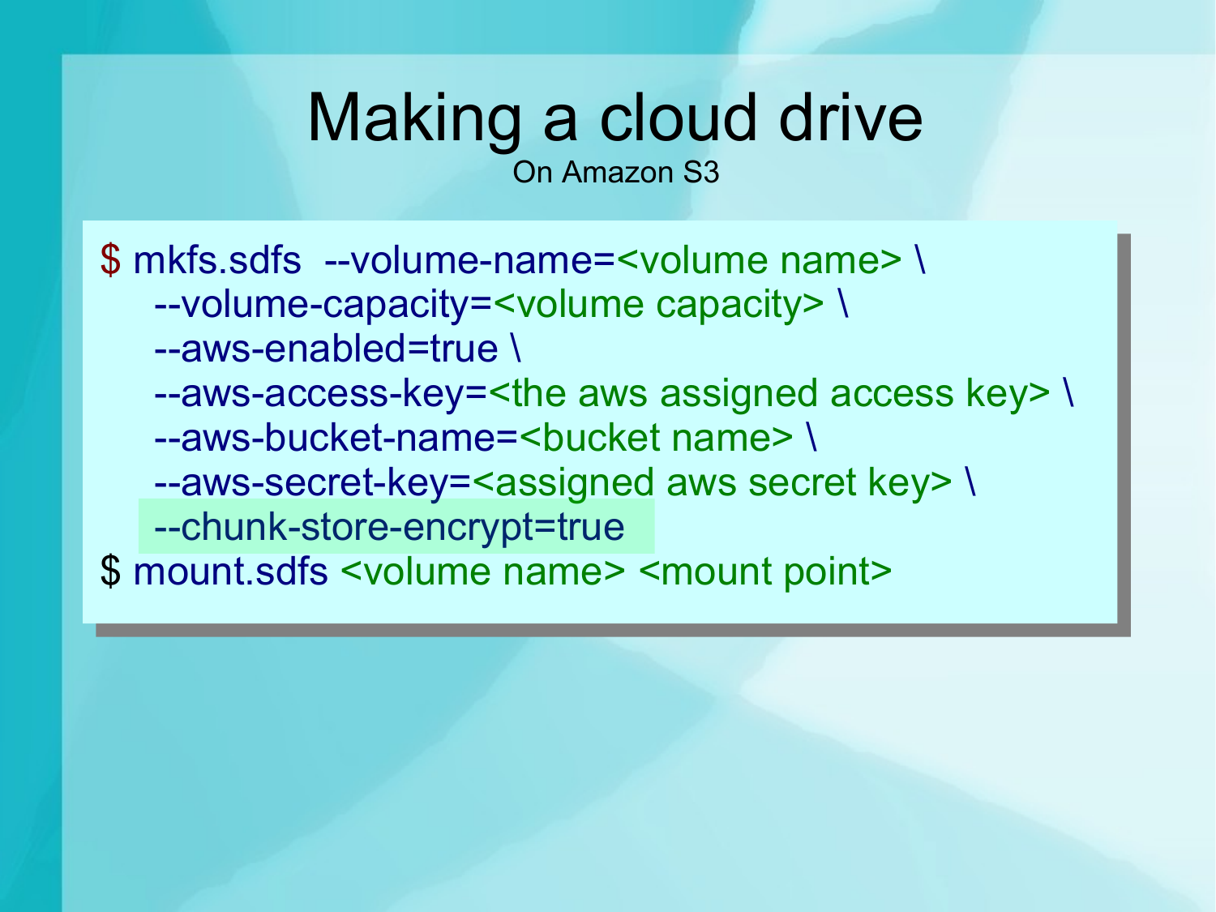# Making a cloud drive

On Amazon S3

```
$ mkfs.sdfs  --volume-name=<volume name> \
    --volume-capacity=<volume capacity> \
    --aws-enabled=true \
    --aws-access-key=<the aws assigned access key> \
    --aws-bucket-name=<bucket name> \
    --aws-secret-key=<assigned aws secret key> \
    --chunk-store-encrypt=true
$ mount.sdfs <volume name> <mount point>
```